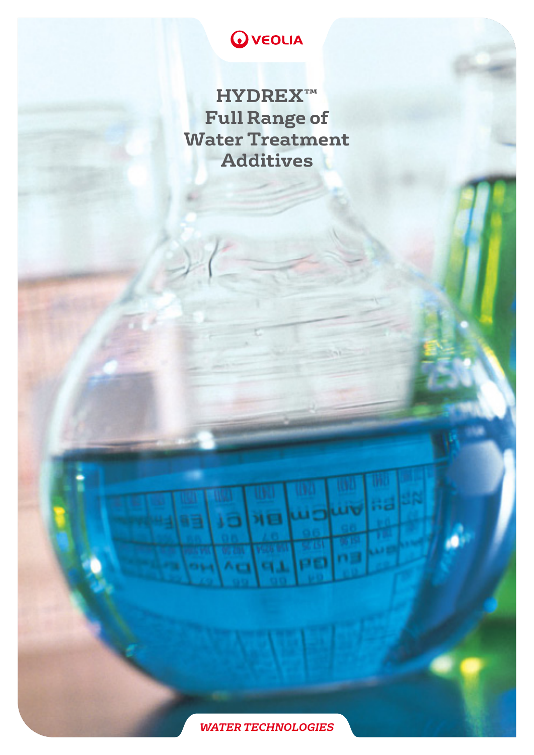VEOLIA

# HYDREX™ Full Range of Water Treatment Additives

*WATER TECHNOLOGIES*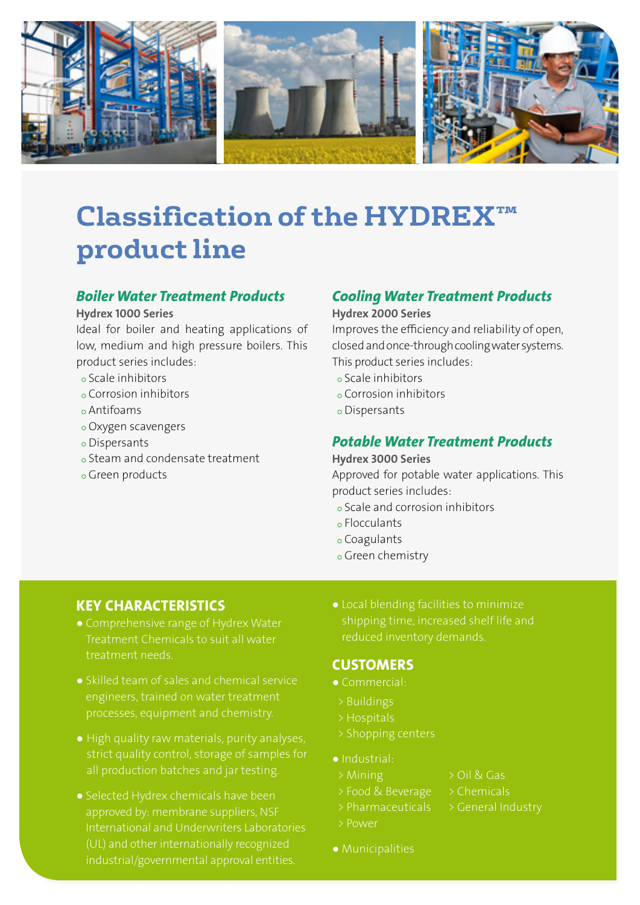# Classification of the HYDREX™ product line

### *Boiler Water Treatment Products*

**Hydrex 1000 Series**

Ideal for boiler and heating applications of low, medium and high pressure boilers. This product series includes:

- Scale inhibitors
- Corrosion inhibitors
- Antifoams
- Oxygen scavengers
- Dispersants
- Steam and condensate treatment
- Green products

### *Cooling Water Treatment Products*

**Hydrex 2000 Series**

Improves the efficiency and reliability of open, closed and once-through cooling water systems. This product series includes:

- Scale inhibitors
- Corrosion inhibitors
- Dispersants

### *Potable Water Treatment Products*

**Hydrex 3000 Series**

Approved for potable water applications. This product series includes:

- Scale and corrosion inhibitors
- Flocculants
- Coagulants
- Green chemistry

## KEY CHARACTERISTICS

- Comprehensive range of Hydrex Water Treatment Chemicals to suit all water treatment needs.
- Skilled team of sales and chemical service engineers, trained on water treatment processes, equipment and chemistry.
- High quality raw materials, purity analyses, strict quality control, storage of samples for all production batches and jar testing.
- Selected Hydrex chemicals have been approved by: membrane suppliers, NSF International and Underwriters Laboratories (UL) and other internationally recognized industrial/governmental approval entities.
- Local blending facilities to minimize shipping time, increased shelf life and reduced inventory demands.

## CUSTOMERS

- Commercial:
  - > Buildings
  - > Hospitals
  - > Shopping centers
- Industrial:
  - > Mining
  - > Food & Beverage
  - > Pharmaceuticals
  - > Power
  - > Oil & Gas
  - > Chemicals
  - > General Industry
- Municipalities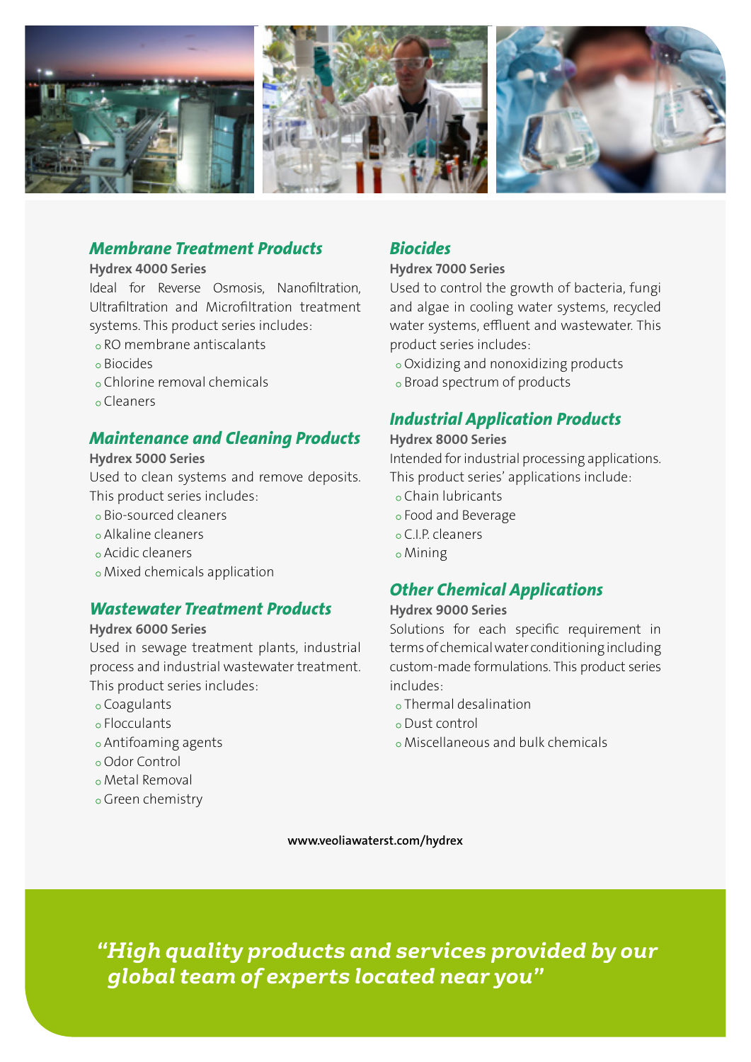## *Membrane Treatment Products*

**Hydrex 4000 Series**

Ideal for Reverse Osmosis, Nanofiltration, Ultrafiltration and Microfiltration treatment systems. This product series includes:

- RO membrane antiscalants
- Biocides
- Chlorine removal chemicals
- Cleaners

## *Maintenance and Cleaning Products*

**Hydrex 5000 Series**

Used to clean systems and remove deposits. This product series includes:

- Bio-sourced cleaners
- Alkaline cleaners
- Acidic cleaners
- Mixed chemicals application

## *Wastewater Treatment Products*

**Hydrex 6000 Series**

Used in sewage treatment plants, industrial process and industrial wastewater treatment. This product series includes:

- Coagulants
- Flocculants
- Antifoaming agents
- Odor Control
- Metal Removal
- Green chemistry

## *Biocides*

**Hydrex 7000 Series**

Used to control the growth of bacteria, fungi and algae in cooling water systems, recycled water systems, effluent and wastewater. This product series includes:

- Oxidizing and nonoxidizing products
- Broad spectrum of products

## *Industrial Application Products*

**Hydrex 8000 Series**

Intended for industrial processing applications. This product series' applications include:

- Chain lubricants
- Food and Beverage
- C.I.P. cleaners
- Mining

## *Other Chemical Applications*

**Hydrex 9000 Series**

Solutions for each specific requirement in terms of chemical water conditioning including custom-made formulations. This product series includes:

- Thermal desalination
- Dust control
- Miscellaneous and bulk chemicals

**www.veoliawaterst.com/hydrex**

***"High quality products and services provided by our global team of experts located near you"***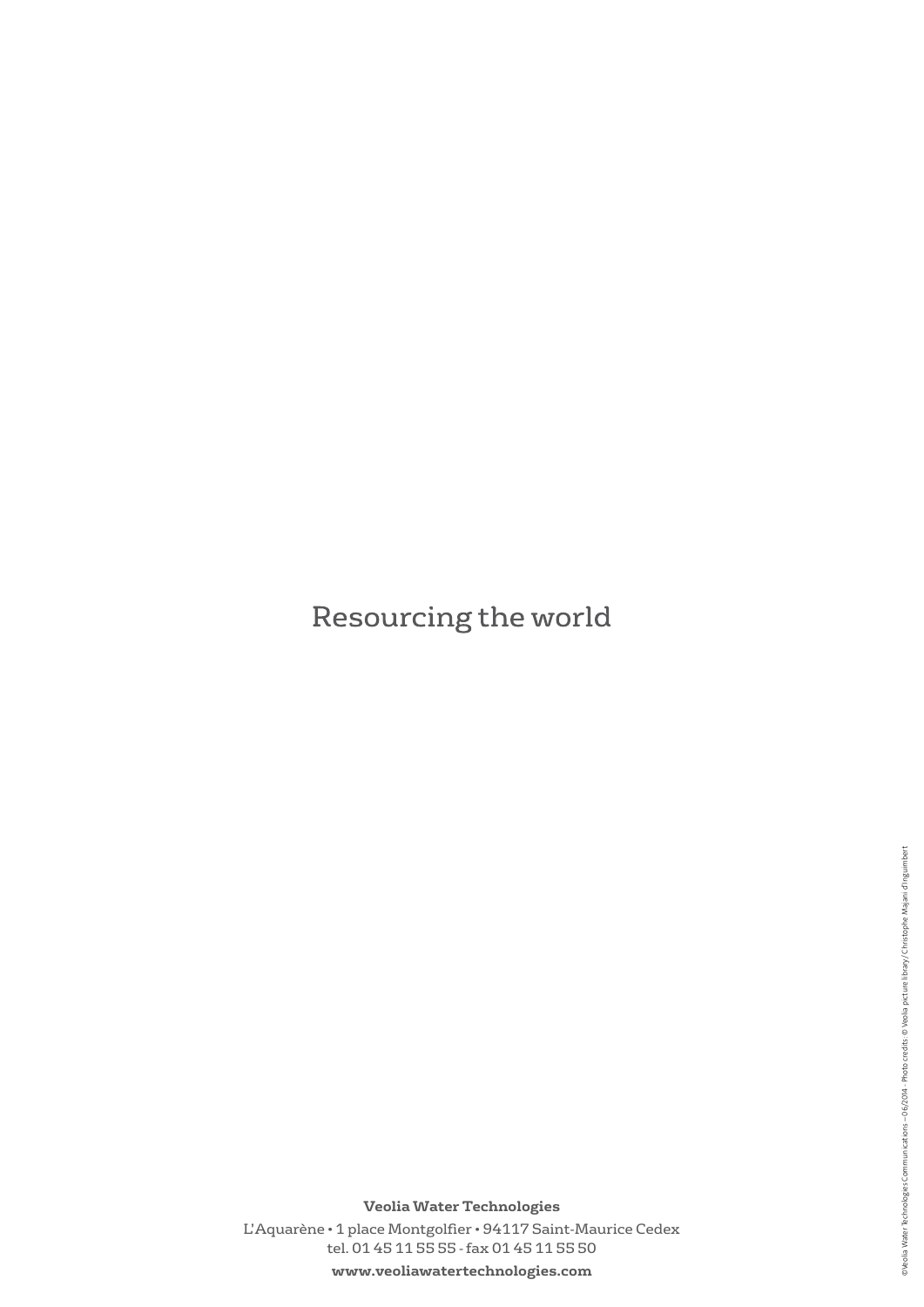Resourcing the world

**Veolia Water Technologies**

L'Aquarène • 1 place Montgolfier • 94117 Saint-Maurice Cedex
tel. 01 45 11 55 55 - fax 01 45 11 55 50

**www.veoliawatertechnologies.com**

©Veolia Water Technologies Communications – 06/2014 - Photo credits: © Veolia picture library/Christophe Majani d'Inguimbert